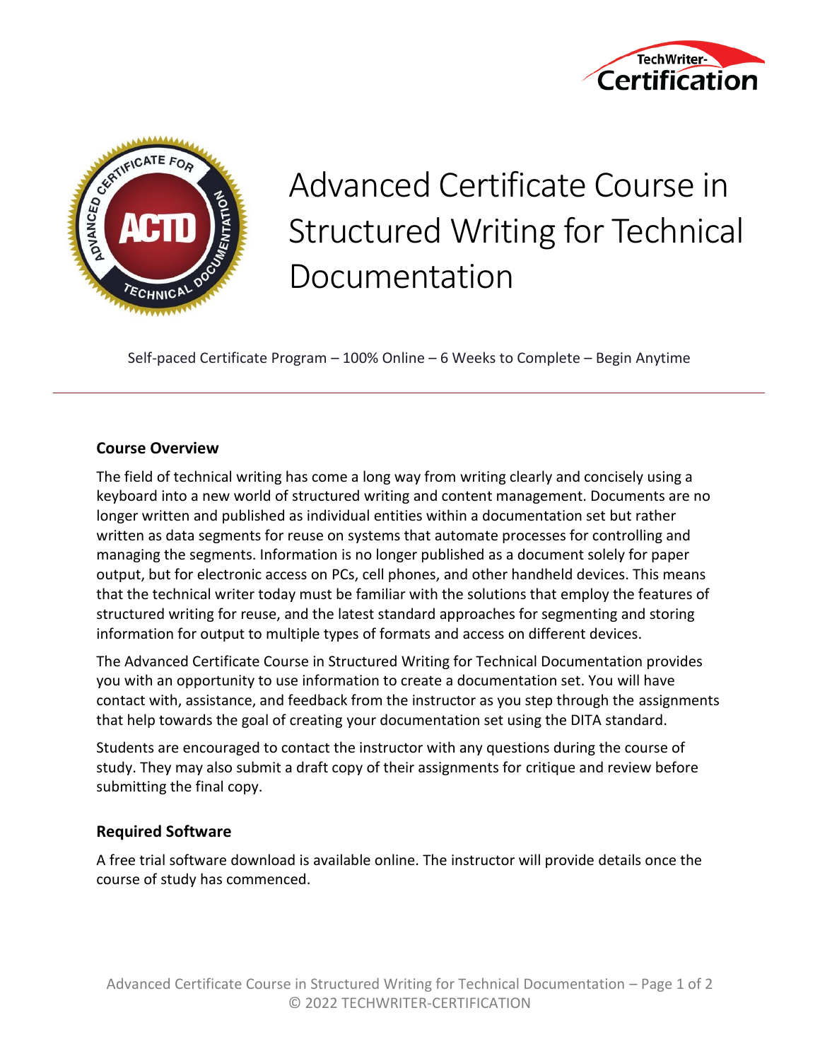# Advanced Certificate Course in Structured Writing for Technical Documentation

Self-paced Certificate Program – 100% Online – 6 Weeks to Complete – Begin Anytime

---

## Course Overview

The field of technical writing has come a long way from writing clearly and concisely using a keyboard into a new world of structured writing and content management. Documents are no longer written and published as individual entities within a documentation set but rather written as data segments for reuse on systems that automate processes for controlling and managing the segments. Information is no longer published as a document solely for paper output, but for electronic access on PCs, cell phones, and other handheld devices. This means that the technical writer today must be familiar with the solutions that employ the features of structured writing for reuse, and the latest standard approaches for segmenting and storing information for output to multiple types of formats and access on different devices.

The Advanced Certificate Course in Structured Writing for Technical Documentation provides you with an opportunity to use information to create a documentation set. You will have contact with, assistance, and feedback from the instructor as you step through the assignments that help towards the goal of creating your documentation set using the DITA standard.

Students are encouraged to contact the instructor with any questions during the course of study. They may also submit a draft copy of their assignments for critique and review before submitting the final copy.

## Required Software

A free trial software download is available online. The instructor will provide details once the course of study has commenced.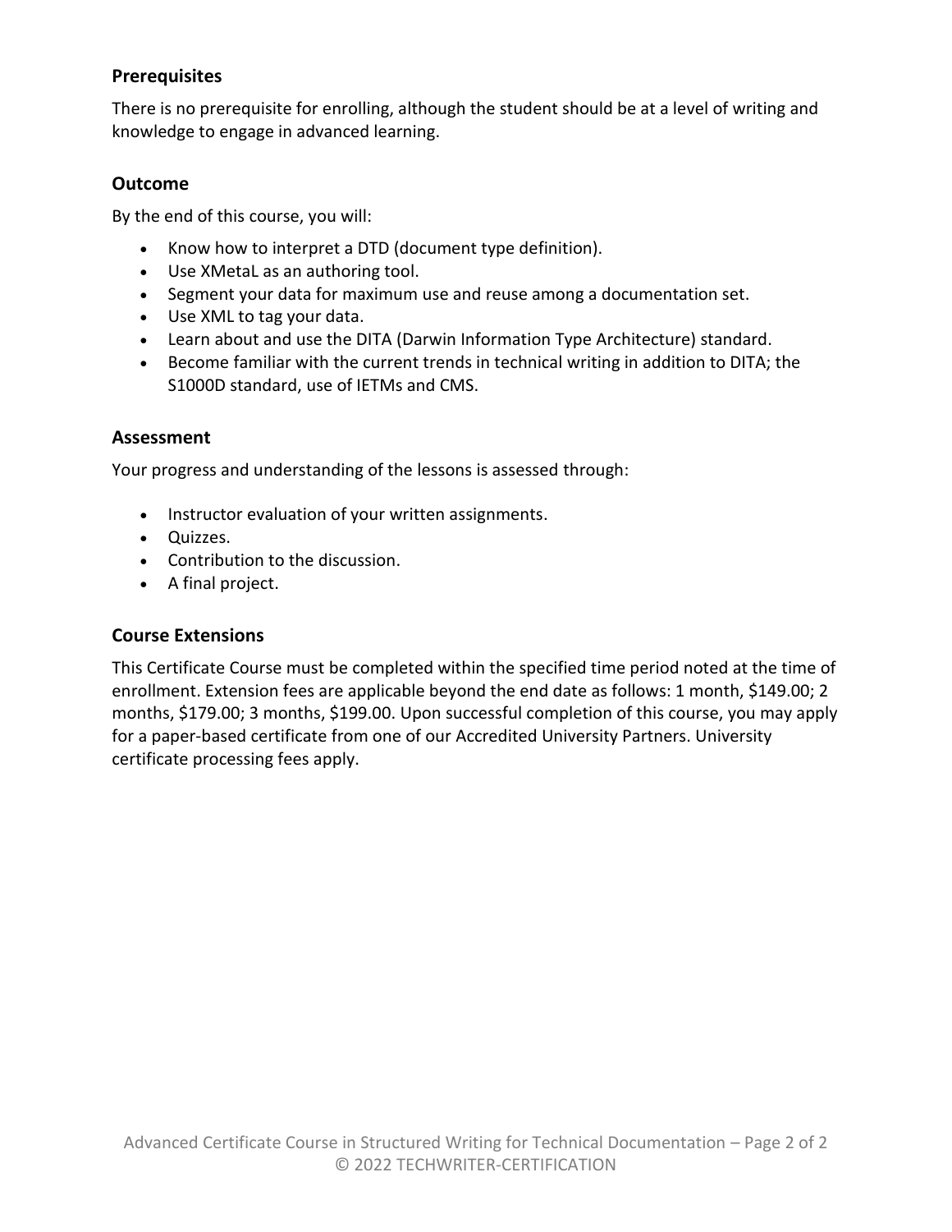### Prerequisites

There is no prerequisite for enrolling, although the student should be at a level of writing and knowledge to engage in advanced learning.

### Outcome

By the end of this course, you will:

- Know how to interpret a DTD (document type definition).
- Use XMetaL as an authoring tool.
- Segment your data for maximum use and reuse among a documentation set.
- Use XML to tag your data.
- Learn about and use the DITA (Darwin Information Type Architecture) standard.
- Become familiar with the current trends in technical writing in addition to DITA; the S1000D standard, use of IETMs and CMS.

### Assessment

Your progress and understanding of the lessons is assessed through:

- Instructor evaluation of your written assignments.
- Quizzes.
- Contribution to the discussion.
- A final project.

### Course Extensions

This Certificate Course must be completed within the specified time period noted at the time of enrollment. Extension fees are applicable beyond the end date as follows: 1 month, $149.00; 2 months, $179.00; 3 months, $199.00. Upon successful completion of this course, you may apply for a paper-based certificate from one of our Accredited University Partners. University certificate processing fees apply.